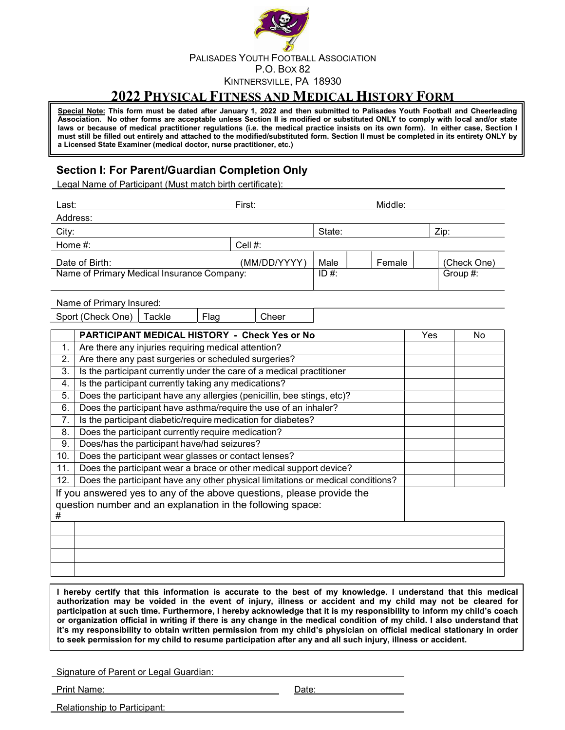PALISADES YOUTH FOOTBALL ASSOCIATION
P.O. BOX 82
KINTNERSVILLE, PA 18930

# 2022 PHYSICAL FITNESS AND MEDICAL HISTORY FORM

**Special Note: This form must be dated after January 1, 2022 and then submitted to Palisades Youth Football and Cheerleading Association. No other forms are acceptable unless Section II is modified or substituted ONLY to comply with local and/or state laws or because of medical practitioner regulations (i.e. the medical practice insists on its own form). In either case, Section I must still be filled out entirely and attached to the modified/substituted form. Section II must be completed in its entirety ONLY by a Licensed State Examiner (medical doctor, nurse practitioner, etc.)**

## Section I: For Parent/Guardian Completion Only

Legal Name of Participant (Must match birth certificate):

Last: ____________________ First: ____________________ Middle: ____________________

Address: ____________________

City: ____________________ State: __________ Zip: __________

Home #: ____________________ Cell #: ____________________

Date of Birth: ____________________ (MM/DD/YYYY) | Male ☐ | Female ☐ | (Check One)

Name of Primary Medical Insurance Company: ____________________ ID #: __________ Group #: __________

Name of Primary Insured: ____________________

Sport (Check One) | Tackle ☐ | Flag ☐ | Cheer ☐

| | PARTICIPANT MEDICAL HISTORY - Check Yes or No | Yes | No |
|---|---|---|---|
| 1. | Are there any injuries requiring medical attention? | | |
| 2. | Are there any past surgeries or scheduled surgeries? | | |
| 3. | Is the participant currently under the care of a medical practitioner | | |
| 4. | Is the participant currently taking any medications? | | |
| 5. | Does the participant have any allergies (penicillin, bee stings, etc)? | | |
| 6. | Does the participant have asthma/require the use of an inhaler? | | |
| 7. | Is the participant diabetic/require medication for diabetes? | | |
| 8. | Does the participant currently require medication? | | |
| 9. | Does/has the participant have/had seizures? | | |
| 10. | Does the participant wear glasses or contact lenses? | | |
| 11. | Does the participant wear a brace or other medical support device? | | |
| 12. | Does the participant have any other physical limitations or medical conditions? | | |

If you answered yes to any of the above questions, please provide the question number and an explanation in the following space:

| # | |
|---|---|
| | |
| | |
| | |
| | |

**I hereby certify that this information is accurate to the best of my knowledge. I understand that this medical authorization may be voided in the event of injury, illness or accident and my child may not be cleared for participation at such time. Furthermore, I hereby acknowledge that it is my responsibility to inform my child's coach or organization official in writing if there is any change in the medical condition of my child. I also understand that it's my responsibility to obtain written permission from my child's physician on official medical stationary in order to seek permission for my child to resume participation after any and all such injury, illness or accident.**

Signature of Parent or Legal Guardian: ____________________

Print Name: ____________________ Date: ____________________

Relationship to Participant: ____________________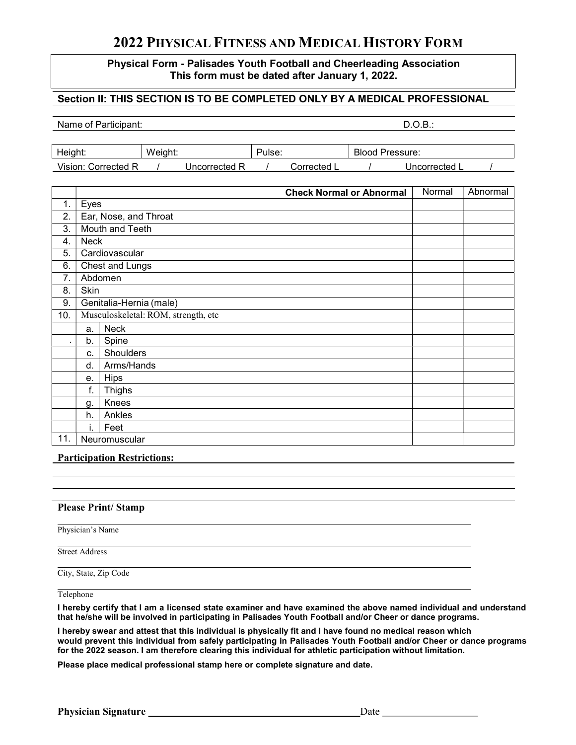# 2022 PHYSICAL FITNESS AND MEDICAL HISTORY FORM

**Physical Form - Palisades Youth Football and Cheerleading Association**
**This form must be dated after January 1, 2022.**

## Section II: THIS SECTION IS TO BE COMPLETED ONLY BY A MEDICAL PROFESSIONAL

Name of Participant: D.O.B.:

| Height: | Weight: | Pulse: | Blood Pressure: |
|---|---|---|---|

Vision: Corrected R / Uncorrected R / Corrected L / Uncorrected L /

| | | Check Normal or Abnormal | Normal | Abnormal |
|---|---|---|---|---|
| 1. | Eyes | | | |
| 2. | Ear, Nose, and Throat | | | |
| 3. | Mouth and Teeth | | | |
| 4. | Neck | | | |
| 5. | Cardiovascular | | | |
| 6. | Chest and Lungs | | | |
| 7. | Abdomen | | | |
| 8. | Skin | | | |
| 9. | Genitalia-Hernia (male) | | | |
| 10. | Musculoskeletal: ROM, strength, etc | | | |
| | a. | Neck | | |
| . | b. | Spine | | |
| | c. | Shoulders | | |
| | d. | Arms/Hands | | |
| | e. | Hips | | |
| | f. | Thighs | | |
| | g. | Knees | | |
| | h. | Ankles | | |
| | i. | Feet | | |
| 11. | Neuromuscular | | | |

**Participation Restrictions:**

**Please Print/ Stamp**

Physician's Name

Street Address

City, State, Zip Code

Telephone

**I hereby certify that I am a licensed state examiner and have examined the above named individual and understand that he/she will be involved in participating in Palisades Youth Football and/or Cheer or dance programs.**

**I hereby swear and attest that this individual is physically fit and I have found no medical reason which would prevent this individual from safely participating in Palisades Youth Football and/or Cheer or dance programs for the 2022 season. I am therefore clearing this individual for athletic participation without limitation.**

**Please place medical professional stamp here or complete signature and date.**

**Physician Signature** ________________________________________ Date __________________